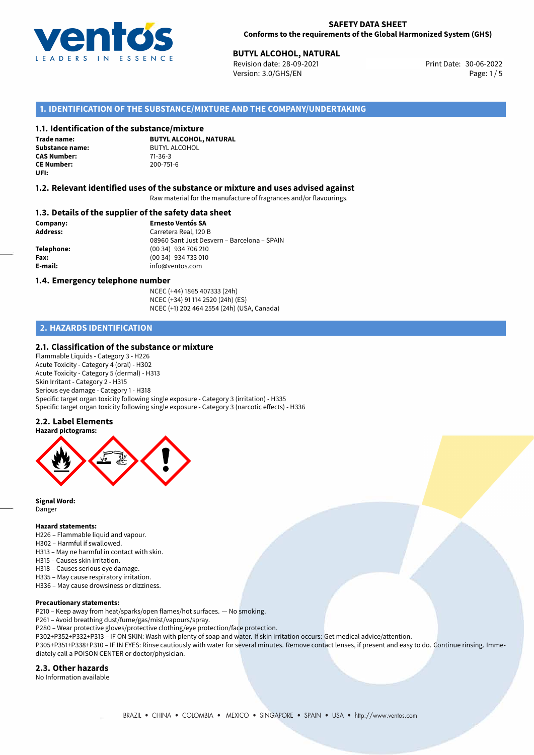**SAFETY DATA SHEET**
**Conforms to the requirements of the Global Harmonized System (GHS)**

**BUTYL ALCOHOL, NATURAL**
Revision date: 28-09-2021
Version: 3.0/GHS/EN
Print Date: 30-06-2022

## 1. IDENTIFICATION OF THE SUBSTANCE/MIXTURE AND THE COMPANY/UNDERTAKING

### 1.1. Identification of the substance/mixture

**Trade name:** **BUTYL ALCOHOL, NATURAL**
**Substance name:** BUTYL ALCOHOL
**CAS Number:** 71-36-3
**CE Number:** 200-751-6
**UFI:**

### 1.2. Relevant identified uses of the substance or mixture and uses advised against

Raw material for the manufacture of fragrances and/or flavourings.

### 1.3. Details of the supplier of the safety data sheet

**Company:** **Ernesto Ventós SA**
**Address:** Carretera Real, 120 B
08960 Sant Just Desvern – Barcelona – SPAIN
**Telephone:** (00 34) 934 706 210
**Fax:** (00 34) 934 733 010
**E-mail:** info@ventos.com

### 1.4. Emergency telephone number

NCEC (+44) 1865 407333 (24h)
NCEC (+34) 91 114 2520 (24h) (ES)
NCEC (+1) 202 464 2554 (24h) (USA, Canada)

## 2. HAZARDS IDENTIFICATION

### 2.1. Classification of the substance or mixture

Flammable Liquids - Category 3 - H226
Acute Toxicity - Category 4 (oral) - H302
Acute Toxicity - Category 5 (dermal) - H313
Skin Irritant - Category 2 - H315
Serious eye damage - Category 1 - H318
Specific target organ toxicity following single exposure - Category 3 (irritation) - H335
Specific target organ toxicity following single exposure - Category 3 (narcotic effects) - H336

### 2.2. Label Elements

**Hazard pictograms:**

**Signal Word:**
Danger

**Hazard statements:**
H226 – Flammable liquid and vapour.
H302 – Harmful if swallowed.
H313 – May ne harmful in contact with skin.
H315 – Causes skin irritation.
H318 – Causes serious eye damage.
H335 – May cause respiratory irritation.
H336 – May cause drowsiness or dizziness.

**Precautionary statements:**
P210 – Keep away from heat/sparks/open flames/hot surfaces. — No smoking.
P261 – Avoid breathing dust/fume/gas/mist/vapours/spray.
P280 – Wear protective gloves/protective clothing/eye protection/face protection.
P302+P352+P332+P313 – IF ON SKIN: Wash with plenty of soap and water. If skin irritation occurs: Get medical advice/attention.
P305+P351+P338+P310 – IF IN EYES: Rinse cautiously with water for several minutes. Remove contact lenses, if present and easy to do. Continue rinsing. Immediately call a POISON CENTER or doctor/physician.

### 2.3. Other hazards

No Information available

BRAZIL • CHINA • COLOMBIA • MEXICO • SINGAPORE • SPAIN • USA • http://www.ventos.com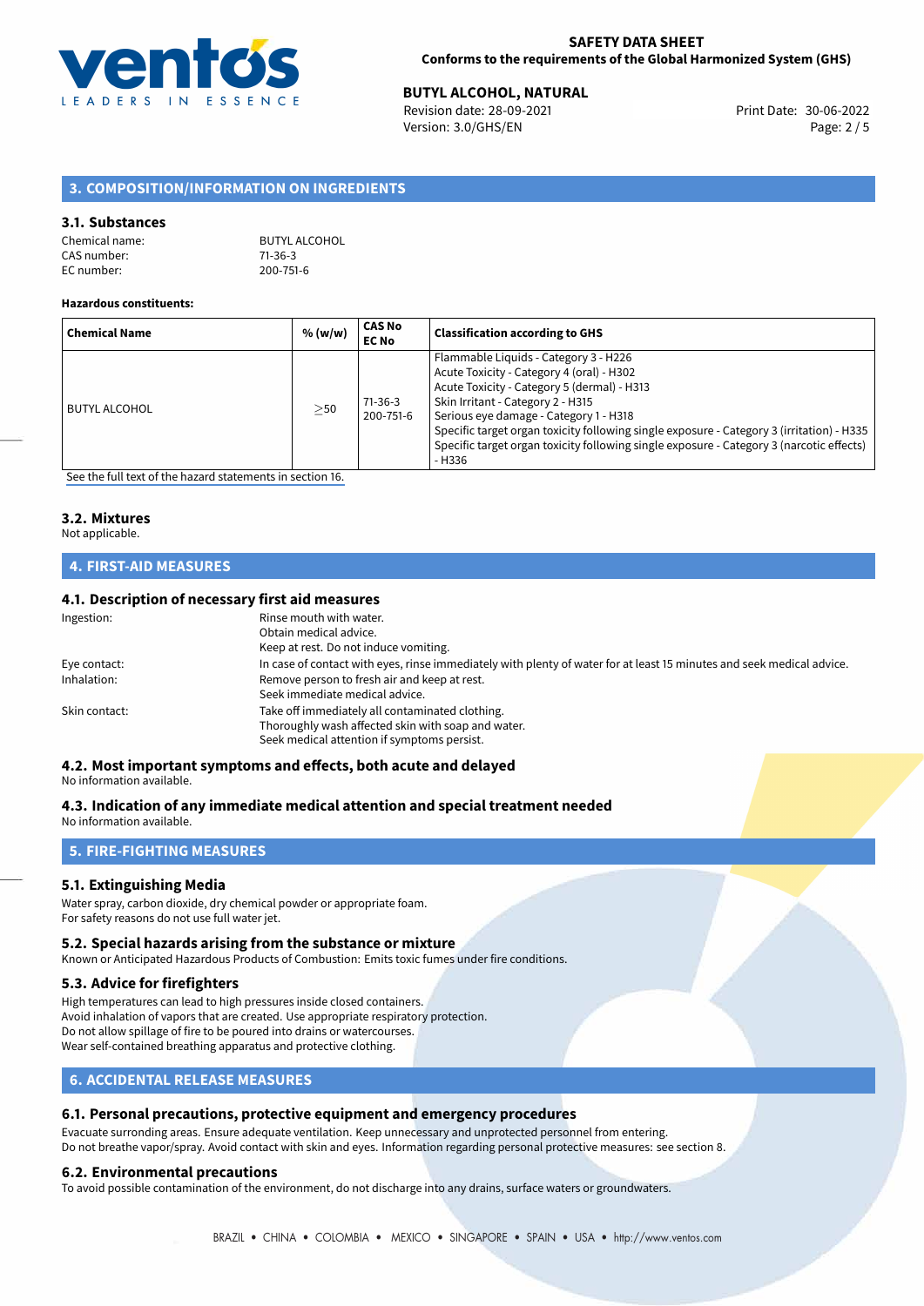## 3. COMPOSITION/INFORMATION ON INGREDIENTS

### 3.1. Substances

Chemical name: BUTYL ALCOHOL
CAS number: 71-36-3
EC number: 200-751-6

**Hazardous constituents:**

| Chemical Name | % (w/w) | CAS No EC No | Classification according to GHS |
|---|---|---|---|
| BUTYL ALCOHOL | ≥50 | 71-36-3 200-751-6 | Flammable Liquids - Category 3 - H226<br>Acute Toxicity - Category 4 (oral) - H302<br>Acute Toxicity - Category 5 (dermal) - H313<br>Skin Irritant - Category 2 - H315<br>Serious eye damage - Category 1 - H318<br>Specific target organ toxicity following single exposure - Category 3 (irritation) - H335<br>Specific target organ toxicity following single exposure - Category 3 (narcotic effects) - H336 |

See the full text of the hazard statements in section 16.

### 3.2. Mixtures

Not applicable.

## 4. FIRST-AID MEASURES

### 4.1. Description of necessary first aid measures

Ingestion: Rinse mouth with water.
Obtain medical advice.
Keep at rest. Do not induce vomiting.

Eye contact: In case of contact with eyes, rinse immediately with plenty of water for at least 15 minutes and seek medical advice.

Inhalation: Remove person to fresh air and keep at rest.
Seek immediate medical advice.

Skin contact: Take off immediately all contaminated clothing.
Thoroughly wash affected skin with soap and water.
Seek medical attention if symptoms persist.

### 4.2. Most important symptoms and effects, both acute and delayed

No information available.

### 4.3. Indication of any immediate medical attention and special treatment needed

No information available.

## 5. FIRE-FIGHTING MEASURES

### 5.1. Extinguishing Media

Water spray, carbon dioxide, dry chemical powder or appropriate foam.
For safety reasons do not use full water jet.

### 5.2. Special hazards arising from the substance or mixture

Known or Anticipated Hazardous Products of Combustion: Emits toxic fumes under fire conditions.

### 5.3. Advice for firefighters

High temperatures can lead to high pressures inside closed containers.
Avoid inhalation of vapors that are created. Use appropriate respiratory protection.
Do not allow spillage of fire to be poured into drains or watercourses.
Wear self-contained breathing apparatus and protective clothing.

## 6. ACCIDENTAL RELEASE MEASURES

### 6.1. Personal precautions, protective equipment and emergency procedures

Evacuate surronding areas. Ensure adequate ventilation. Keep unnecessary and unprotected personnel from entering.
Do not breathe vapor/spray. Avoid contact with skin and eyes. Information regarding personal protective measures: see section 8.

### 6.2. Environmental precautions

To avoid possible contamination of the environment, do not discharge into any drains, surface waters or groundwaters.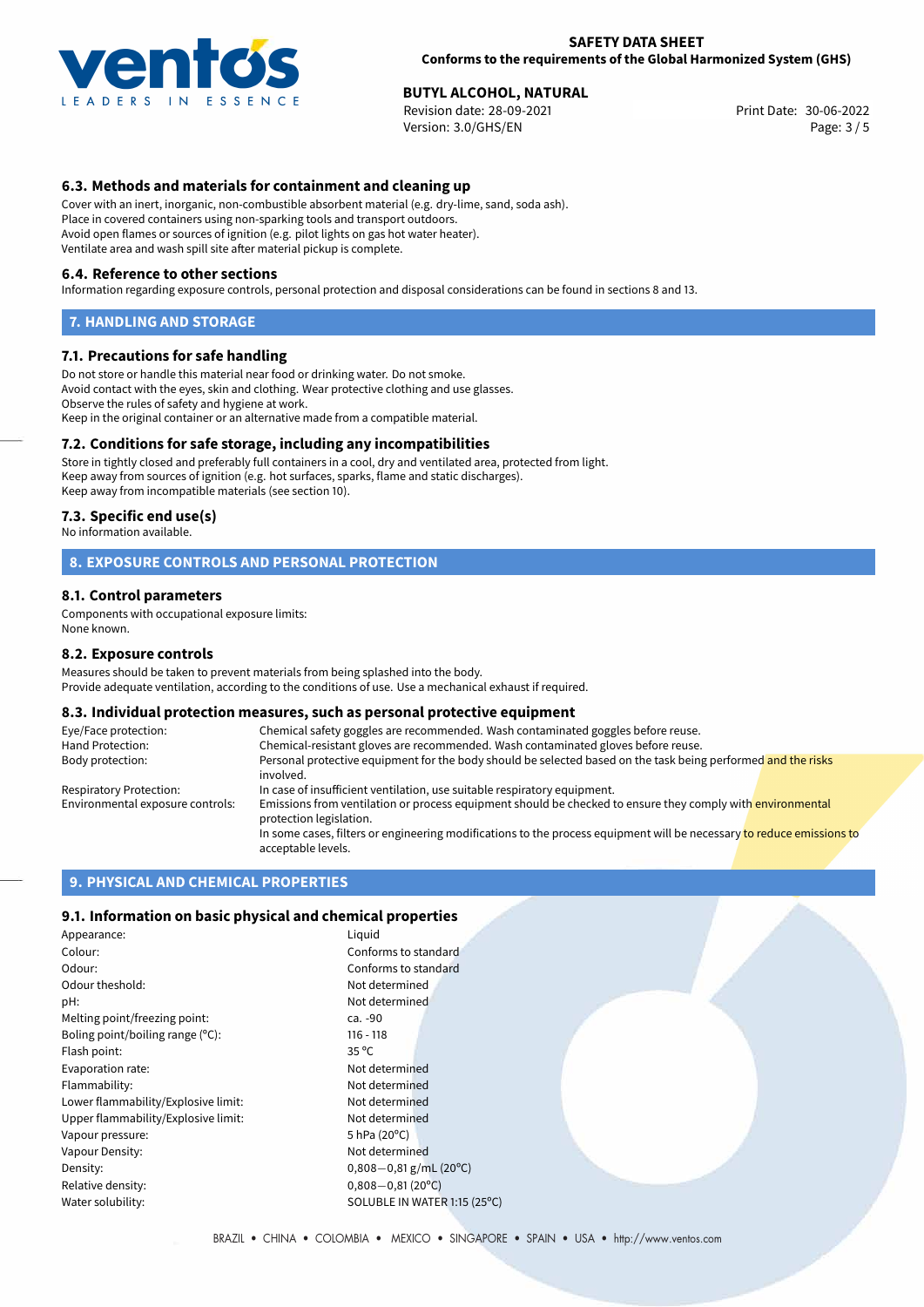### 6.3. Methods and materials for containment and cleaning up

Cover with an inert, inorganic, non-combustible absorbent material (e.g. dry-lime, sand, soda ash).
Place in covered containers using non-sparking tools and transport outdoors.
Avoid open flames or sources of ignition (e.g. pilot lights on gas hot water heater).
Ventilate area and wash spill site after material pickup is complete.

### 6.4. Reference to other sections

Information regarding exposure controls, personal protection and disposal considerations can be found in sections 8 and 13.

## 7. HANDLING AND STORAGE

### 7.1. Precautions for safe handling

Do not store or handle this material near food or drinking water. Do not smoke.
Avoid contact with the eyes, skin and clothing. Wear protective clothing and use glasses.
Observe the rules of safety and hygiene at work.
Keep in the original container or an alternative made from a compatible material.

### 7.2. Conditions for safe storage, including any incompatibilities

Store in tightly closed and preferably full containers in a cool, dry and ventilated area, protected from light.
Keep away from sources of ignition (e.g. hot surfaces, sparks, flame and static discharges).
Keep away from incompatible materials (see section 10).

### 7.3. Specific end use(s)

No information available.

## 8. EXPOSURE CONTROLS AND PERSONAL PROTECTION

### 8.1. Control parameters

Components with occupational exposure limits:
None known.

### 8.2. Exposure controls

Measures should be taken to prevent materials from being splashed into the body.
Provide adequate ventilation, according to the conditions of use. Use a mechanical exhaust if required.

### 8.3. Individual protection measures, such as personal protective equipment

| | |
|---|---|
| Eye/Face protection: | Chemical safety goggles are recommended. Wash contaminated goggles before reuse. |
| Hand Protection: | Chemical-resistant gloves are recommended. Wash contaminated gloves before reuse. |
| Body protection: | Personal protective equipment for the body should be selected based on the task being performed and the risks involved. |
| Respiratory Protection: | In case of insufficient ventilation, use suitable respiratory equipment. |
| Environmental exposure controls: | Emissions from ventilation or process equipment should be checked to ensure they comply with environmental protection legislation. In some cases, filters or engineering modifications to the process equipment will be necessary to reduce emissions to acceptable levels. |

## 9. PHYSICAL AND CHEMICAL PROPERTIES

### 9.1. Information on basic physical and chemical properties

| | |
|---|---|
| Appearance: | Liquid |
| Colour: | Conforms to standard |
| Odour: | Conforms to standard |
| Odour theshold: | Not determined |
| pH: | Not determined |
| Melting point/freezing point: | ca. -90 |
| Boling point/boiling range (°C): | 116 - 118 |
| Flash point: | 35 °C |
| Evaporation rate: | Not determined |
| Flammability: | Not determined |
| Lower flammability/Explosive limit: | Not determined |
| Upper flammability/Explosive limit: | Not determined |
| Vapour pressure: | 5 hPa (20°C) |
| Vapour Density: | Not determined |
| Density: | 0,808—0,81 g/mL (20°C) |
| Relative density: | 0,808—0,81 (20°C) |
| Water solubility: | SOLUBLE IN WATER 1:15 (25°C) |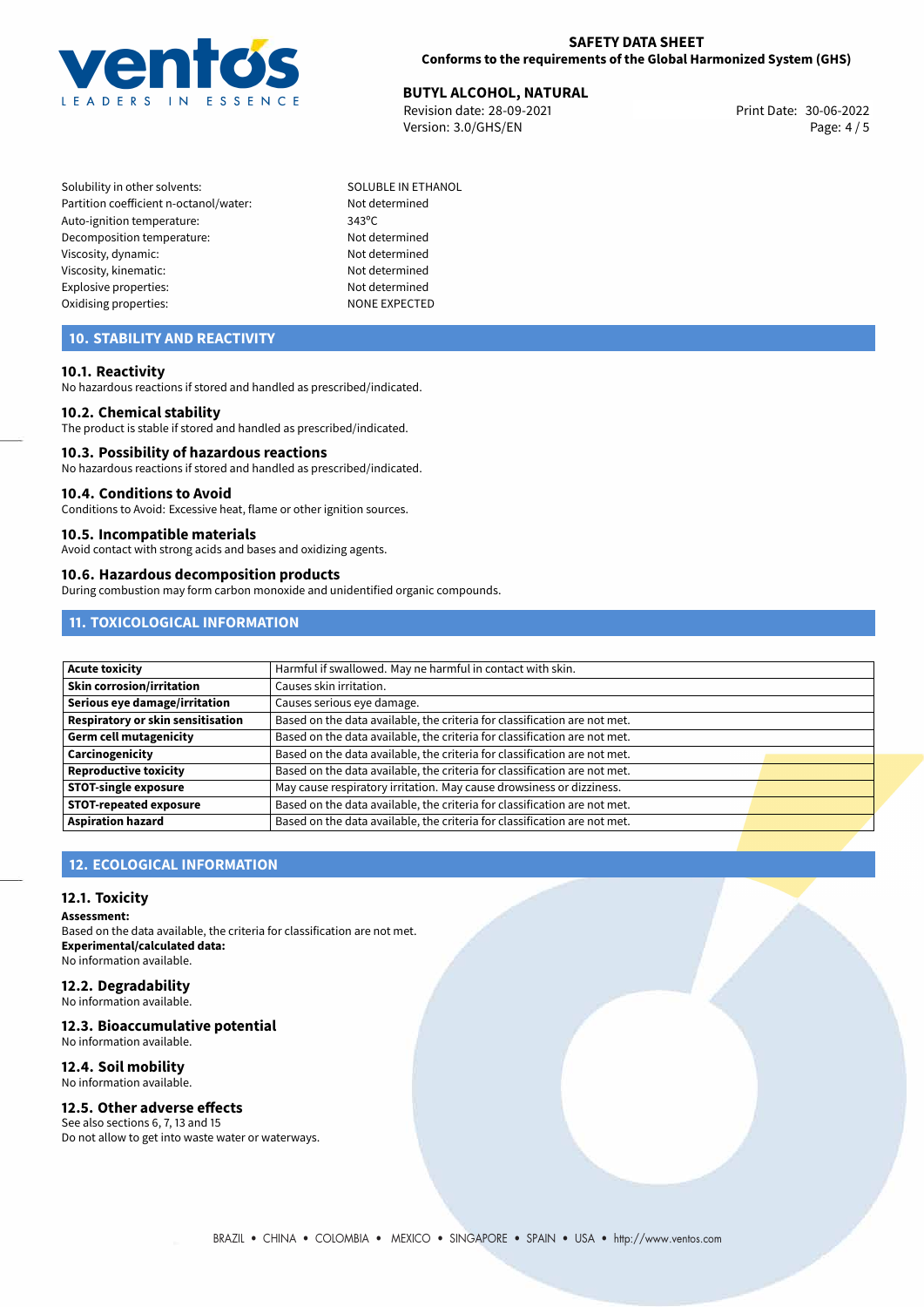| | |
|---|---|
| Solubility in other solvents: | SOLUBLE IN ETHANOL |
| Partition coefficient n-octanol/water: | Not determined |
| Auto-ignition temperature: | 343°C |
| Decomposition temperature: | Not determined |
| Viscosity, dynamic: | Not determined |
| Viscosity, kinematic: | Not determined |
| Explosive properties: | Not determined |
| Oxidising properties: | NONE EXPECTED |

## 10. STABILITY AND REACTIVITY

### 10.1. Reactivity
No hazardous reactions if stored and handled as prescribed/indicated.

### 10.2. Chemical stability
The product is stable if stored and handled as prescribed/indicated.

### 10.3. Possibility of hazardous reactions
No hazardous reactions if stored and handled as prescribed/indicated.

### 10.4. Conditions to Avoid
Conditions to Avoid: Excessive heat, flame or other ignition sources.

### 10.5. Incompatible materials
Avoid contact with strong acids and bases and oxidizing agents.

### 10.6. Hazardous decomposition products
During combustion may form carbon monoxide and unidentified organic compounds.

## 11. TOXICOLOGICAL INFORMATION

| | |
|---|---|
| **Acute toxicity** | Harmful if swallowed. May ne harmful in contact with skin. |
| **Skin corrosion/irritation** | Causes skin irritation. |
| **Serious eye damage/irritation** | Causes serious eye damage. |
| **Respiratory or skin sensitisation** | Based on the data available, the criteria for classification are not met. |
| **Germ cell mutagenicity** | Based on the data available, the criteria for classification are not met. |
| **Carcinogenicity** | Based on the data available, the criteria for classification are not met. |
| **Reproductive toxicity** | Based on the data available, the criteria for classification are not met. |
| **STOT-single exposure** | May cause respiratory irritation. May cause drowsiness or dizziness. |
| **STOT-repeated exposure** | Based on the data available, the criteria for classification are not met. |
| **Aspiration hazard** | Based on the data available, the criteria for classification are not met. |

## 12. ECOLOGICAL INFORMATION

### 12.1. Toxicity
**Assessment:**
Based on the data available, the criteria for classification are not met.
**Experimental/calculated data:**
No information available.

### 12.2. Degradability
No information available.

### 12.3. Bioaccumulative potential
No information available.

### 12.4. Soil mobility
No information available.

### 12.5. Other adverse effects
See also sections 6, 7, 13 and 15
Do not allow to get into waste water or waterways.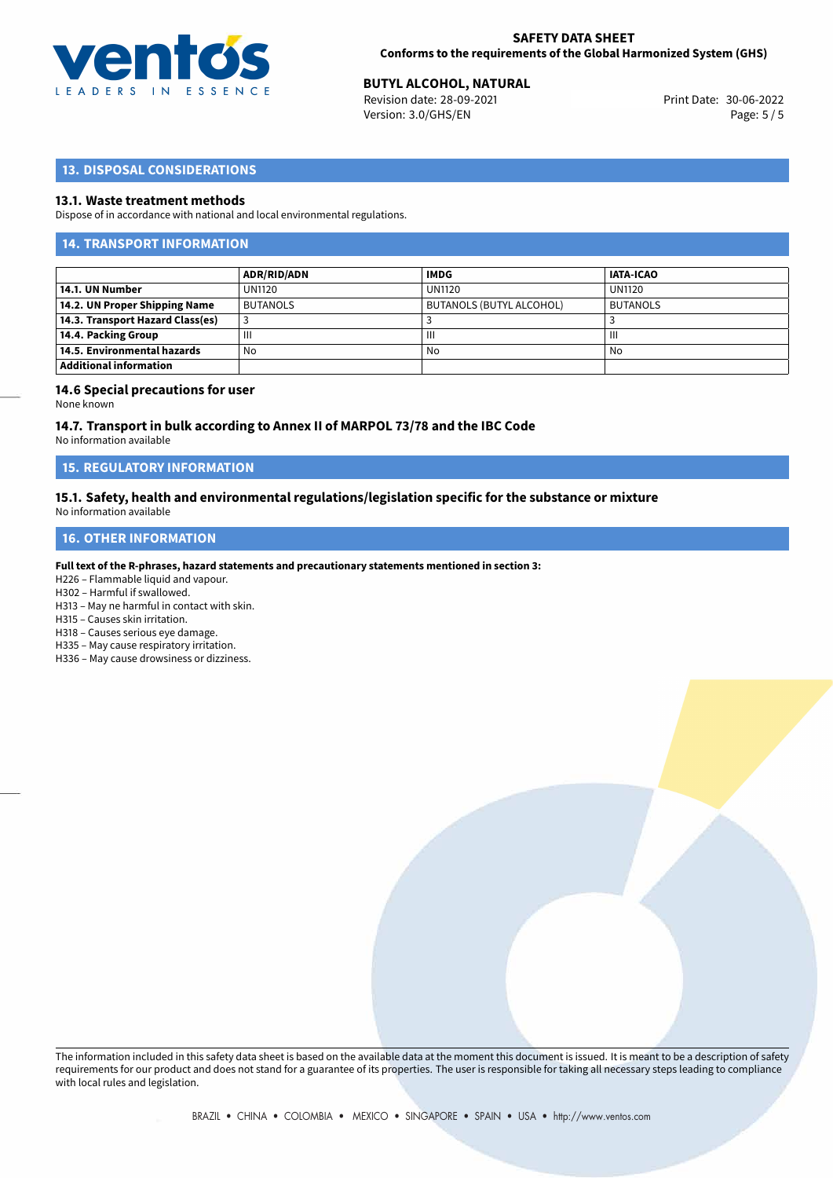## 13. DISPOSAL CONSIDERATIONS

### 13.1. Waste treatment methods

Dispose of in accordance with national and local environmental regulations.

## 14. TRANSPORT INFORMATION

| | ADR/RID/ADN | IMDG | IATA-ICAO |
|---|---|---|---|
| **14.1. UN Number** | UN1120 | UN1120 | UN1120 |
| **14.2. UN Proper Shipping Name** | BUTANOLS | BUTANOLS (BUTYL ALCOHOL) | BUTANOLS |
| **14.3. Transport Hazard Class(es)** | 3 | 3 | 3 |
| **14.4. Packing Group** | III | III | III |
| **14.5. Environmental hazards** | No | No | No |
| **Additional information** | | | |

### 14.6 Special precautions for user

None known

### 14.7. Transport in bulk according to Annex II of MARPOL 73/78 and the IBC Code

No information available

## 15. REGULATORY INFORMATION

### 15.1. Safety, health and environmental regulations/legislation specific for the substance or mixture

No information available

## 16. OTHER INFORMATION

**Full text of the R-phrases, hazard statements and precautionary statements mentioned in section 3:**

H226 – Flammable liquid and vapour.
H302 – Harmful if swallowed.
H313 – May ne harmful in contact with skin.
H315 – Causes skin irritation.
H318 – Causes serious eye damage.
H335 – May cause respiratory irritation.
H336 – May cause drowsiness or dizziness.

The information included in this safety data sheet is based on the available data at the moment this document is issued. It is meant to be a description of safety requirements for our product and does not stand for a guarantee of its properties. The user is responsible for taking all necessary steps leading to compliance with local rules and legislation.

BRAZIL • CHINA • COLOMBIA • MEXICO • SINGAPORE • SPAIN • USA • http://www.ventos.com